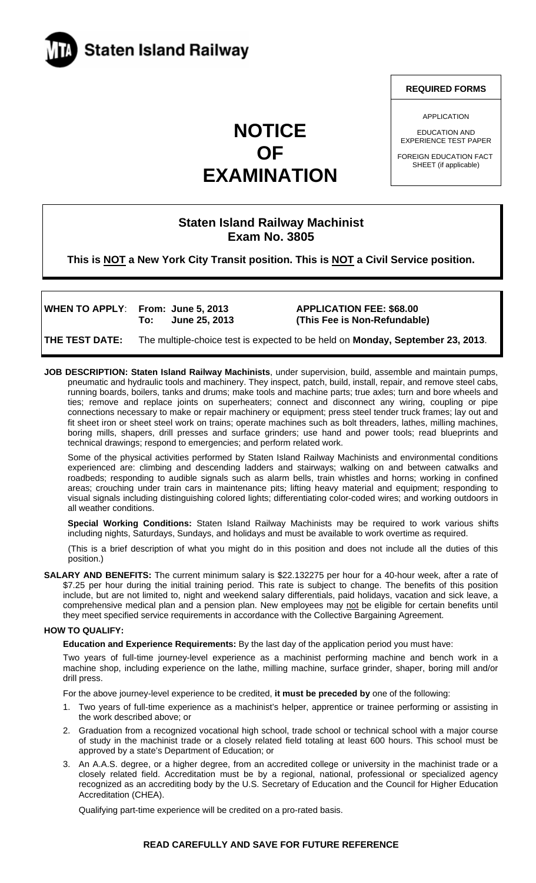**Staten Island Railway**

| REQUIRED FORMS |
| --- |
| APPLICATION |
| EDUCATION AND EXPERIENCE TEST PAPER |
| FOREIGN EDUCATION FACT SHEET (if applicable) |

# NOTICE OF EXAMINATION

## Staten Island Railway Machinist
## Exam No. 3805

**This is NOT a New York City Transit position. This is NOT a Civil Service position.**

**WHEN TO APPLY**: **From: June 5, 2013 To: June 25, 2013**

**APPLICATION FEE: $68.00 (This Fee is Non-Refundable)**

**THE TEST DATE:** The multiple-choice test is expected to be held on **Monday, September 23, 2013**.

**JOB DESCRIPTION: Staten Island Railway Machinists**, under supervision, build, assemble and maintain pumps, pneumatic and hydraulic tools and machinery. They inspect, patch, build, install, repair, and remove steel cabs, running boards, boilers, tanks and drums; make tools and machine parts; true axles; turn and bore wheels and ties; remove and replace joints on superheaters; connect and disconnect any wiring, coupling or pipe connections necessary to make or repair machinery or equipment; press steel tender truck frames; lay out and fit sheet iron or sheet steel work on trains; operate machines such as bolt threaders, lathes, milling machines, boring mills, shapers, drill presses and surface grinders; use hand and power tools; read blueprints and technical drawings; respond to emergencies; and perform related work.

Some of the physical activities performed by Staten Island Railway Machinists and environmental conditions experienced are: climbing and descending ladders and stairways; walking on and between catwalks and roadbeds; responding to audible signals such as alarm bells, train whistles and horns; working in confined areas; crouching under train cars in maintenance pits; lifting heavy material and equipment; responding to visual signals including distinguishing colored lights; differentiating color-coded wires; and working outdoors in all weather conditions.

**Special Working Conditions:** Staten Island Railway Machinists may be required to work various shifts including nights, Saturdays, Sundays, and holidays and must be available to work overtime as required.

(This is a brief description of what you might do in this position and does not include all the duties of this position.)

**SALARY AND BENEFITS:** The current minimum salary is $22.132275 per hour for a 40-hour week, after a rate of $7.25 per hour during the initial training period. This rate is subject to change. The benefits of this position include, but are not limited to, night and weekend salary differentials, paid holidays, vacation and sick leave, a comprehensive medical plan and a pension plan. New employees may not be eligible for certain benefits until they meet specified service requirements in accordance with the Collective Bargaining Agreement.

**HOW TO QUALIFY:**

**Education and Experience Requirements:** By the last day of the application period you must have:

Two years of full-time journey-level experience as a machinist performing machine and bench work in a machine shop, including experience on the lathe, milling machine, surface grinder, shaper, boring mill and/or drill press.

For the above journey-level experience to be credited, **it must be preceded by** one of the following:

1. Two years of full-time experience as a machinist's helper, apprentice or trainee performing or assisting in the work described above; or
2. Graduation from a recognized vocational high school, trade school or technical school with a major course of study in the machinist trade or a closely related field totaling at least 600 hours. This school must be approved by a state's Department of Education; or
3. An A.A.S. degree, or a higher degree, from an accredited college or university in the machinist trade or a closely related field. Accreditation must be by a regional, national, professional or specialized agency recognized as an accrediting body by the U.S. Secretary of Education and the Council for Higher Education Accreditation (CHEA).

Qualifying part-time experience will be credited on a pro-rated basis.

**READ CAREFULLY AND SAVE FOR FUTURE REFERENCE**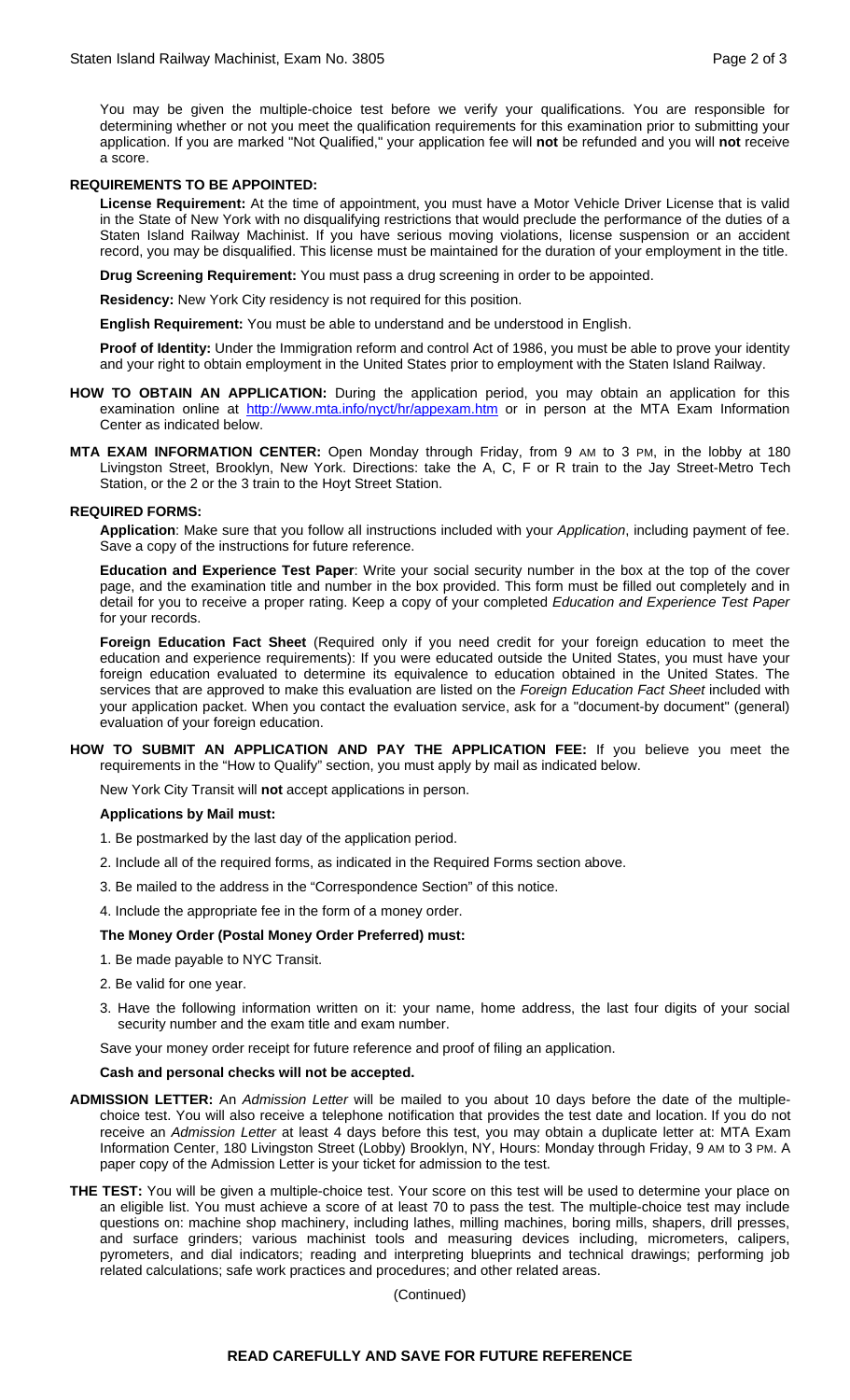You may be given the multiple-choice test before we verify your qualifications. You are responsible for determining whether or not you meet the qualification requirements for this examination prior to submitting your application. If you are marked "Not Qualified," your application fee will **not** be refunded and you will **not** receive a score.

**REQUIREMENTS TO BE APPOINTED:**

**License Requirement:** At the time of appointment, you must have a Motor Vehicle Driver License that is valid in the State of New York with no disqualifying restrictions that would preclude the performance of the duties of a Staten Island Railway Machinist. If you have serious moving violations, license suspension or an accident record, you may be disqualified. This license must be maintained for the duration of your employment in the title.

**Drug Screening Requirement:** You must pass a drug screening in order to be appointed.

**Residency:** New York City residency is not required for this position.

**English Requirement:** You must be able to understand and be understood in English.

**Proof of Identity:** Under the Immigration reform and control Act of 1986, you must be able to prove your identity and your right to obtain employment in the United States prior to employment with the Staten Island Railway.

**HOW TO OBTAIN AN APPLICATION:** During the application period, you may obtain an application for this examination online at http://www.mta.info/nyct/hr/appexam.htm or in person at the MTA Exam Information Center as indicated below.

**MTA EXAM INFORMATION CENTER:** Open Monday through Friday, from 9 AM to 3 PM, in the lobby at 180 Livingston Street, Brooklyn, New York. Directions: take the A, C, F or R train to the Jay Street-Metro Tech Station, or the 2 or the 3 train to the Hoyt Street Station.

**REQUIRED FORMS:**

**Application**: Make sure that you follow all instructions included with your *Application*, including payment of fee. Save a copy of the instructions for future reference.

**Education and Experience Test Paper**: Write your social security number in the box at the top of the cover page, and the examination title and number in the box provided. This form must be filled out completely and in detail for you to receive a proper rating. Keep a copy of your completed *Education and Experience Test Paper* for your records.

**Foreign Education Fact Sheet** (Required only if you need credit for your foreign education to meet the education and experience requirements): If you were educated outside the United States, you must have your foreign education evaluated to determine its equivalence to education obtained in the United States. The services that are approved to make this evaluation are listed on the *Foreign Education Fact Sheet* included with your application packet. When you contact the evaluation service, ask for a "document-by document" (general) evaluation of your foreign education.

**HOW TO SUBMIT AN APPLICATION AND PAY THE APPLICATION FEE:** If you believe you meet the requirements in the "How to Qualify" section, you must apply by mail as indicated below.

New York City Transit will **not** accept applications in person.

**Applications by Mail must:**

1. Be postmarked by the last day of the application period.
2. Include all of the required forms, as indicated in the Required Forms section above.
3. Be mailed to the address in the "Correspondence Section" of this notice.
4. Include the appropriate fee in the form of a money order.

**The Money Order (Postal Money Order Preferred) must:**

1. Be made payable to NYC Transit.
2. Be valid for one year.
3. Have the following information written on it: your name, home address, the last four digits of your social security number and the exam title and exam number.

Save your money order receipt for future reference and proof of filing an application.

**Cash and personal checks will not be accepted.**

**ADMISSION LETTER:** An *Admission Letter* will be mailed to you about 10 days before the date of the multiple-choice test. You will also receive a telephone notification that provides the test date and location. If you do not receive an *Admission Letter* at least 4 days before this test, you may obtain a duplicate letter at: MTA Exam Information Center, 180 Livingston Street (Lobby) Brooklyn, NY, Hours: Monday through Friday, 9 AM to 3 PM. A paper copy of the Admission Letter is your ticket for admission to the test.

**THE TEST:** You will be given a multiple-choice test. Your score on this test will be used to determine your place on an eligible list. You must achieve a score of at least 70 to pass the test. The multiple-choice test may include questions on: machine shop machinery, including lathes, milling machines, boring mills, shapers, drill presses, and surface grinders; various machinist tools and measuring devices including, micrometers, calipers, pyrometers, and dial indicators; reading and interpreting blueprints and technical drawings; performing job related calculations; safe work practices and procedures; and other related areas.

(Continued)

**READ CAREFULLY AND SAVE FOR FUTURE REFERENCE**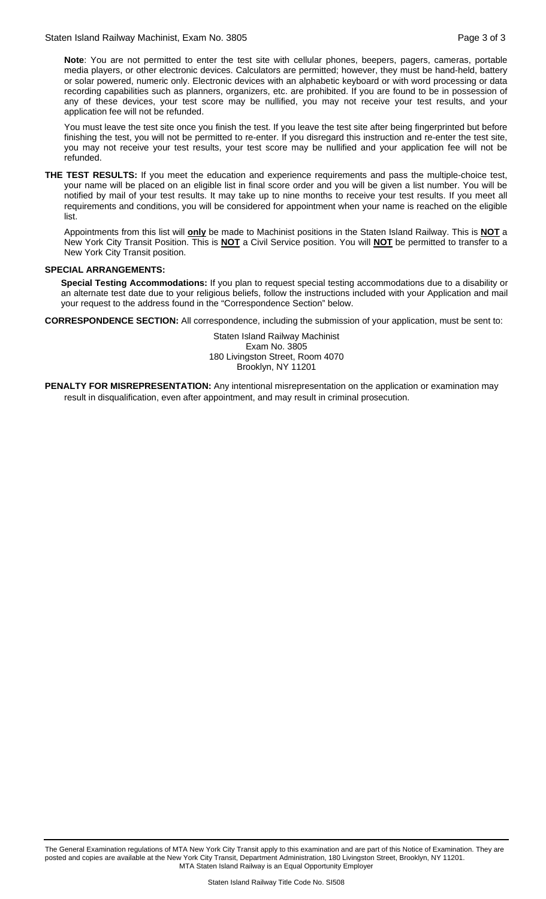**Note**: You are not permitted to enter the test site with cellular phones, beepers, pagers, cameras, portable media players, or other electronic devices. Calculators are permitted; however, they must be hand-held, battery or solar powered, numeric only. Electronic devices with an alphabetic keyboard or with word processing or data recording capabilities such as planners, organizers, etc. are prohibited. If you are found to be in possession of any of these devices, your test score may be nullified, you may not receive your test results, and your application fee will not be refunded.

You must leave the test site once you finish the test. If you leave the test site after being fingerprinted but before finishing the test, you will not be permitted to re-enter. If you disregard this instruction and re-enter the test site, you may not receive your test results, your test score may be nullified and your application fee will not be refunded.

**THE TEST RESULTS:** If you meet the education and experience requirements and pass the multiple-choice test, your name will be placed on an eligible list in final score order and you will be given a list number. You will be notified by mail of your test results. It may take up to nine months to receive your test results. If you meet all requirements and conditions, you will be considered for appointment when your name is reached on the eligible list.

Appointments from this list will **only** be made to Machinist positions in the Staten Island Railway. This is **NOT** a New York City Transit Position. This is **NOT** a Civil Service position. You will **NOT** be permitted to transfer to a New York City Transit position.

**SPECIAL ARRANGEMENTS:**

**Special Testing Accommodations:** If you plan to request special testing accommodations due to a disability or an alternate test date due to your religious beliefs, follow the instructions included with your Application and mail your request to the address found in the "Correspondence Section" below.

**CORRESPONDENCE SECTION:** All correspondence, including the submission of your application, must be sent to:

Staten Island Railway Machinist
Exam No. 3805
180 Livingston Street, Room 4070
Brooklyn, NY 11201

**PENALTY FOR MISREPRESENTATION:** Any intentional misrepresentation on the application or examination may result in disqualification, even after appointment, and may result in criminal prosecution.

The General Examination regulations of MTA New York City Transit apply to this examination and are part of this Notice of Examination. They are posted and copies are available at the New York City Transit, Department Administration, 180 Livingston Street, Brooklyn, NY 11201.
MTA Staten Island Railway is an Equal Opportunity Employer

Staten Island Railway Title Code No. SI508